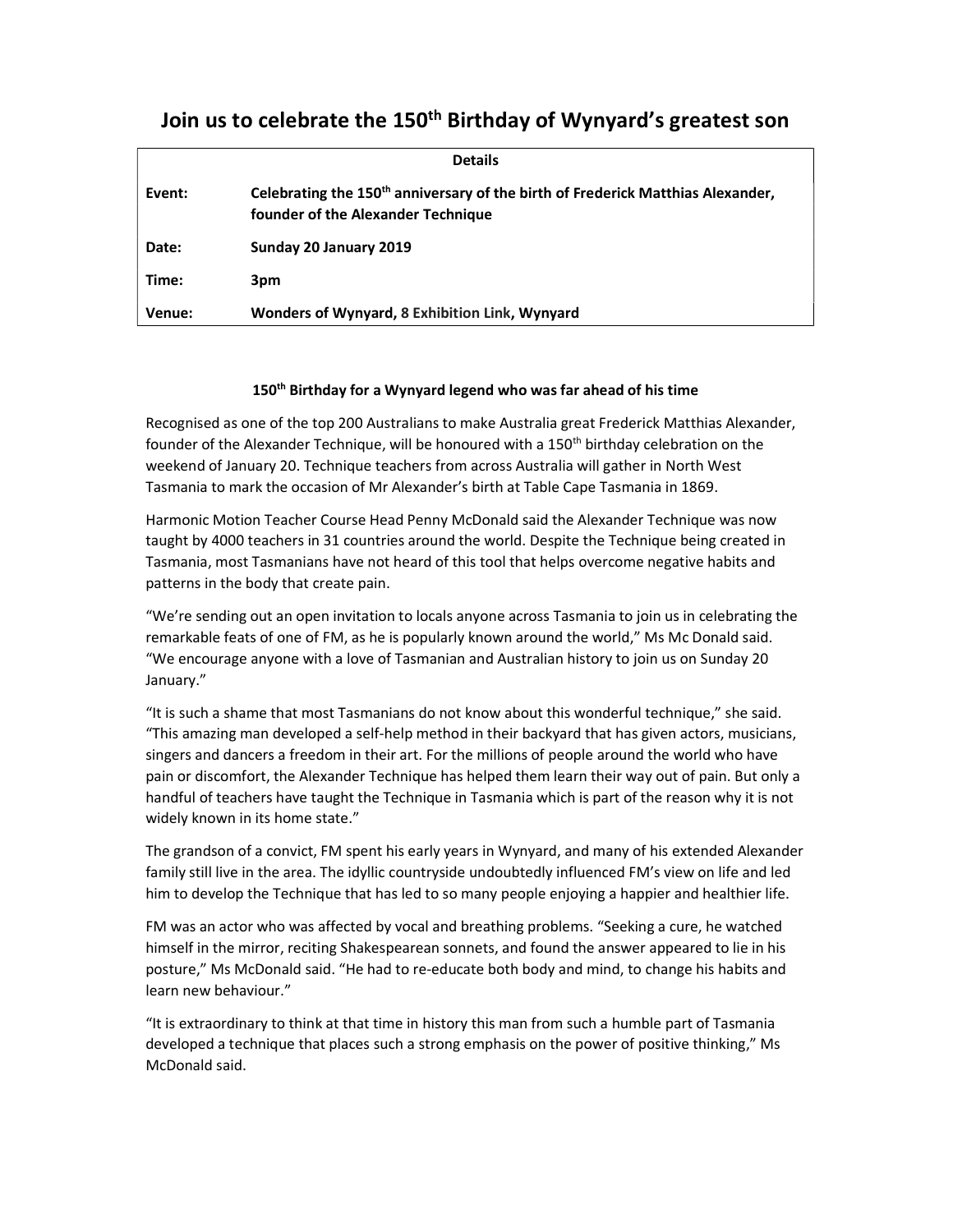# Join us to celebrate the 150th Birthday of Wynyard's greatest son

| Details | |
|---|---|
| **Event:** | **Celebrating the 150th anniversary of the birth of Frederick Matthias Alexander, founder of the Alexander Technique** |
| **Date:** | **Sunday 20 January 2019** |
| **Time:** | **3pm** |
| **Venue:** | **Wonders of Wynyard, 8 Exhibition Link, Wynyard** |

**150th Birthday for a Wynyard legend who was far ahead of his time**

Recognised as one of the top 200 Australians to make Australia great Frederick Matthias Alexander, founder of the Alexander Technique, will be honoured with a 150th birthday celebration on the weekend of January 20. Technique teachers from across Australia will gather in North West Tasmania to mark the occasion of Mr Alexander's birth at Table Cape Tasmania in 1869.

Harmonic Motion Teacher Course Head Penny McDonald said the Alexander Technique was now taught by 4000 teachers in 31 countries around the world. Despite the Technique being created in Tasmania, most Tasmanians have not heard of this tool that helps overcome negative habits and patterns in the body that create pain.

"We're sending out an open invitation to locals anyone across Tasmania to join us in celebrating the remarkable feats of one of FM, as he is popularly known around the world," Ms Mc Donald said. "We encourage anyone with a love of Tasmanian and Australian history to join us on Sunday 20 January."

"It is such a shame that most Tasmanians do not know about this wonderful technique," she said. "This amazing man developed a self-help method in their backyard that has given actors, musicians, singers and dancers a freedom in their art. For the millions of people around the world who have pain or discomfort, the Alexander Technique has helped them learn their way out of pain. But only a handful of teachers have taught the Technique in Tasmania which is part of the reason why it is not widely known in its home state."

The grandson of a convict, FM spent his early years in Wynyard, and many of his extended Alexander family still live in the area. The idyllic countryside undoubtedly influenced FM's view on life and led him to develop the Technique that has led to so many people enjoying a happier and healthier life.

FM was an actor who was affected by vocal and breathing problems. "Seeking a cure, he watched himself in the mirror, reciting Shakespearean sonnets, and found the answer appeared to lie in his posture," Ms McDonald said. "He had to re-educate both body and mind, to change his habits and learn new behaviour."

"It is extraordinary to think at that time in history this man from such a humble part of Tasmania developed a technique that places such a strong emphasis on the power of positive thinking," Ms McDonald said.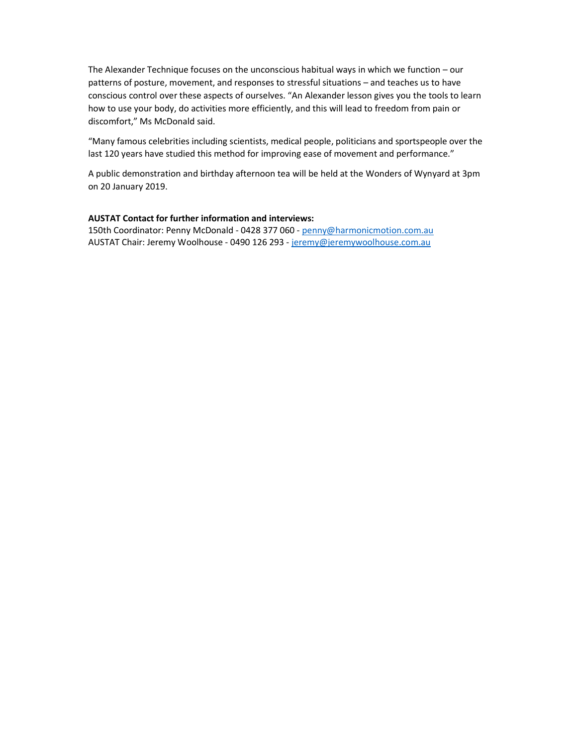The Alexander Technique focuses on the unconscious habitual ways in which we function – our patterns of posture, movement, and responses to stressful situations – and teaches us to have conscious control over these aspects of ourselves. "An Alexander lesson gives you the tools to learn how to use your body, do activities more efficiently, and this will lead to freedom from pain or discomfort," Ms McDonald said.

"Many famous celebrities including scientists, medical people, politicians and sportspeople over the last 120 years have studied this method for improving ease of movement and performance."

A public demonstration and birthday afternoon tea will be held at the Wonders of Wynyard at 3pm on 20 January 2019.

**AUSTAT Contact for further information and interviews:**
150th Coordinator: Penny McDonald - 0428 377 060 - penny@harmonicmotion.com.au
AUSTAT Chair: Jeremy Woolhouse - 0490 126 293 - jeremy@jeremywoolhouse.com.au